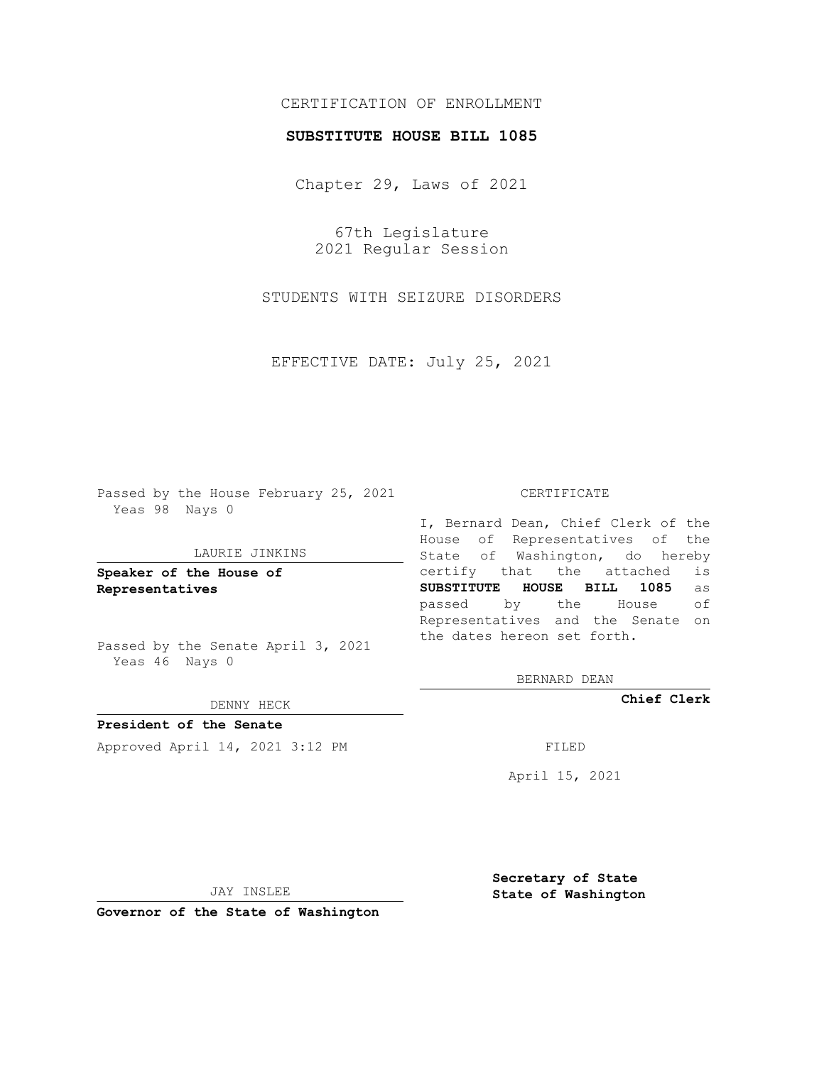CERTIFICATION OF ENROLLMENT

**SUBSTITUTE HOUSE BILL 1085**

Chapter 29, Laws of 2021

67th Legislature
2021 Regular Session

STUDENTS WITH SEIZURE DISORDERS

EFFECTIVE DATE: July 25, 2021

Passed by the House February 25, 2021
Yeas 98 Nays 0

LAURIE JINKINS

**Speaker of the House of Representatives**

Passed by the Senate April 3, 2021
Yeas 46 Nays 0

DENNY HECK

**President of the Senate**

Approved April 14, 2021 3:12 PM

JAY INSLEE

**Governor of the State of Washington**

CERTIFICATE

I, Bernard Dean, Chief Clerk of the House of Representatives of the State of Washington, do hereby certify that the attached is **SUBSTITUTE HOUSE BILL 1085** as passed by the House of Representatives and the Senate on the dates hereon set forth.

BERNARD DEAN

**Chief Clerk**

FILED

April 15, 2021

**Secretary of State**
**State of Washington**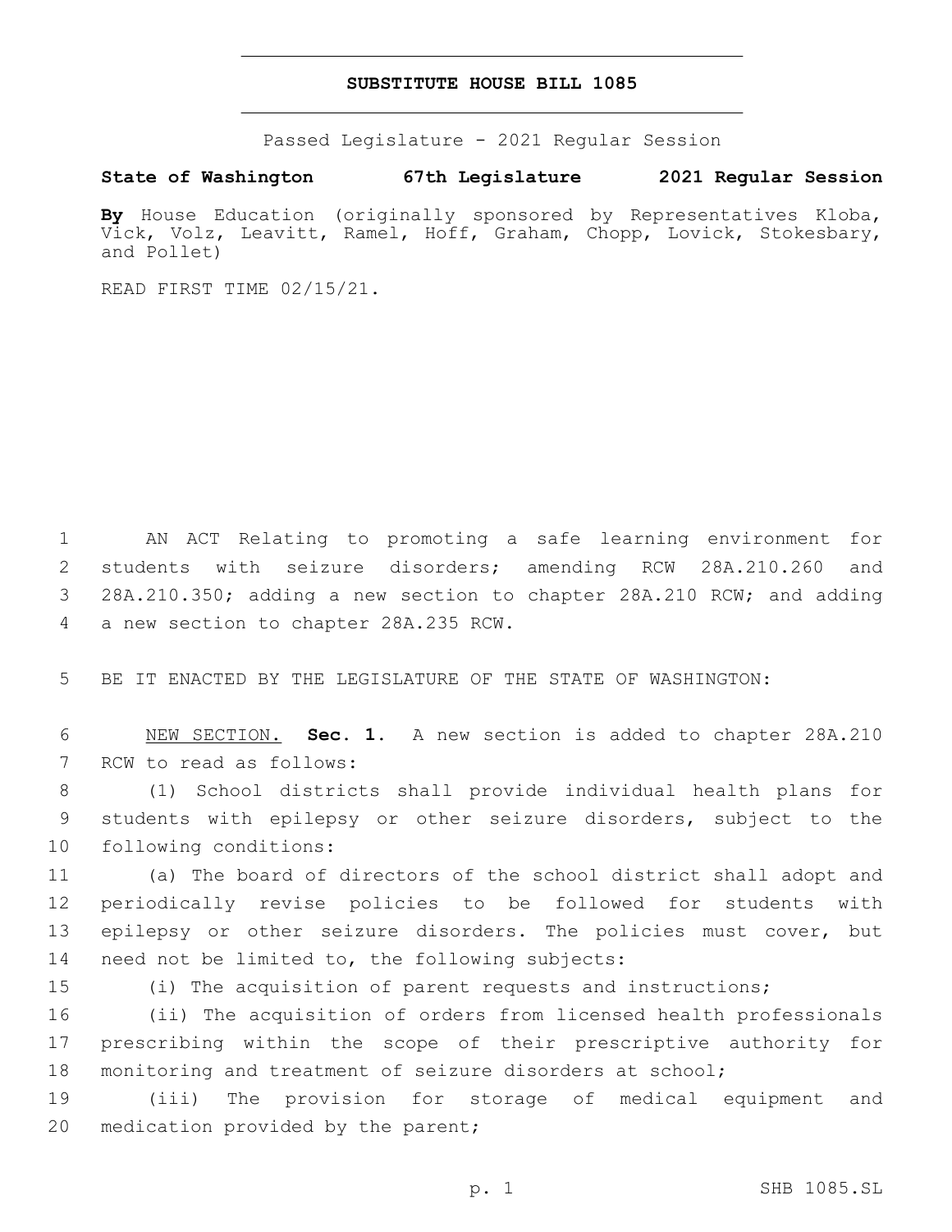# SUBSTITUTE HOUSE BILL 1085

Passed Legislature - 2021 Regular Session

**State of Washington 67th Legislature 2021 Regular Session**

**By** House Education (originally sponsored by Representatives Kloba, Vick, Volz, Leavitt, Ramel, Hoff, Graham, Chopp, Lovick, Stokesbary, and Pollet)

READ FIRST TIME 02/15/21.

1 AN ACT Relating to promoting a safe learning environment for
2 students with seizure disorders; amending RCW 28A.210.260 and
3 28A.210.350; adding a new section to chapter 28A.210 RCW; and adding
4 a new section to chapter 28A.235 RCW.

5 BE IT ENACTED BY THE LEGISLATURE OF THE STATE OF WASHINGTON:

6 NEW SECTION. **Sec. 1.** A new section is added to chapter 28A.210
7 RCW to read as follows:

8 (1) School districts shall provide individual health plans for
9 students with epilepsy or other seizure disorders, subject to the
10 following conditions:

11 (a) The board of directors of the school district shall adopt and
12 periodically revise policies to be followed for students with
13 epilepsy or other seizure disorders. The policies must cover, but
14 need not be limited to, the following subjects:

15 (i) The acquisition of parent requests and instructions;

16 (ii) The acquisition of orders from licensed health professionals
17 prescribing within the scope of their prescriptive authority for
18 monitoring and treatment of seizure disorders at school;

19 (iii) The provision for storage of medical equipment and
20 medication provided by the parent;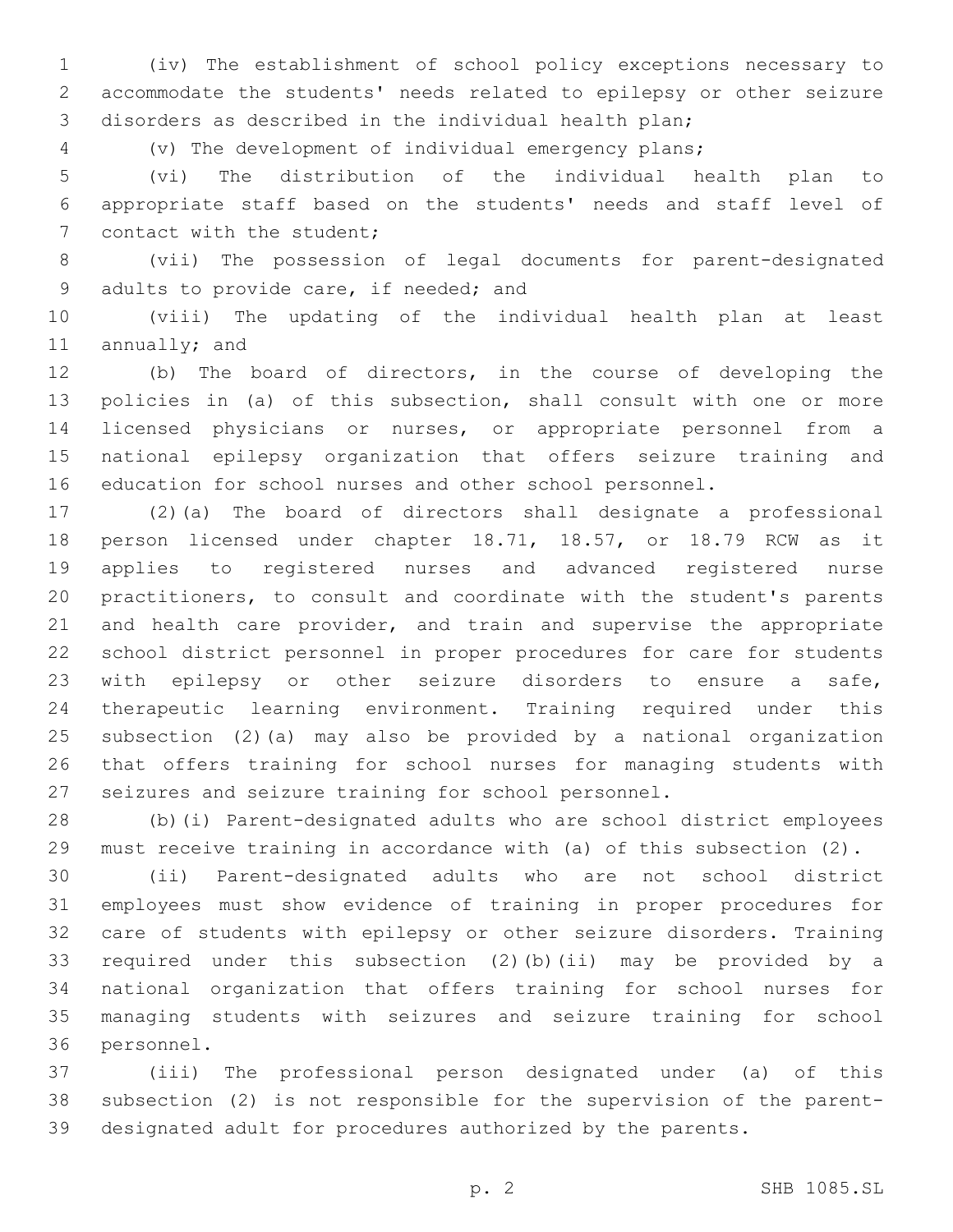(iv) The establishment of school policy exceptions necessary to accommodate the students' needs related to epilepsy or other seizure disorders as described in the individual health plan;

(v) The development of individual emergency plans;

(vi) The distribution of the individual health plan to appropriate staff based on the students' needs and staff level of contact with the student;

(vii) The possession of legal documents for parent-designated adults to provide care, if needed; and

(viii) The updating of the individual health plan at least annually; and

(b) The board of directors, in the course of developing the policies in (a) of this subsection, shall consult with one or more licensed physicians or nurses, or appropriate personnel from a national epilepsy organization that offers seizure training and education for school nurses and other school personnel.

(2)(a) The board of directors shall designate a professional person licensed under chapter 18.71, 18.57, or 18.79 RCW as it applies to registered nurses and advanced registered nurse practitioners, to consult and coordinate with the student's parents and health care provider, and train and supervise the appropriate school district personnel in proper procedures for care for students with epilepsy or other seizure disorders to ensure a safe, therapeutic learning environment. Training required under this subsection (2)(a) may also be provided by a national organization that offers training for school nurses for managing students with seizures and seizure training for school personnel.

(b)(i) Parent-designated adults who are school district employees must receive training in accordance with (a) of this subsection (2).

(ii) Parent-designated adults who are not school district employees must show evidence of training in proper procedures for care of students with epilepsy or other seizure disorders. Training required under this subsection (2)(b)(ii) may be provided by a national organization that offers training for school nurses for managing students with seizures and seizure training for school personnel.

(iii) The professional person designated under (a) of this subsection (2) is not responsible for the supervision of the parent-designated adult for procedures authorized by the parents.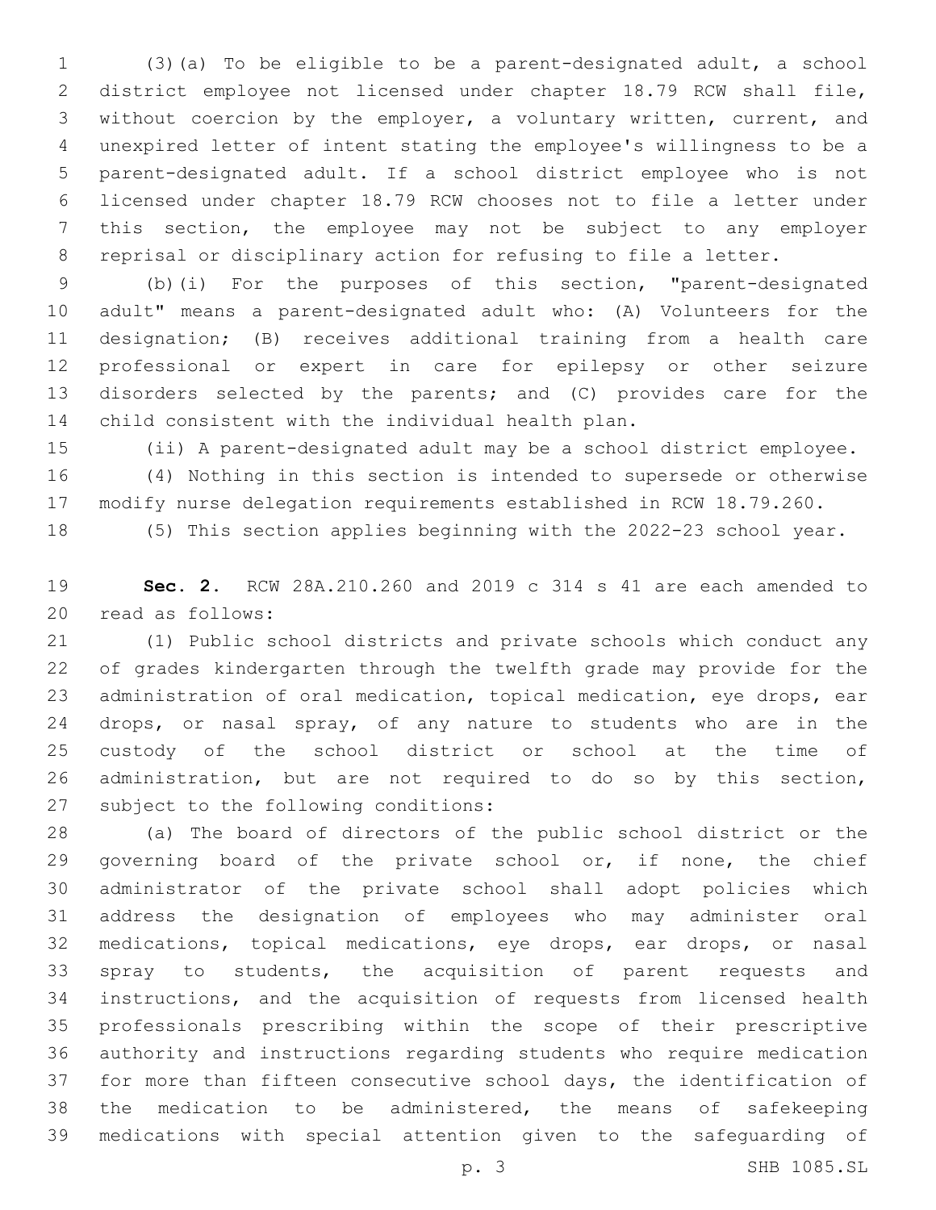(3)(a) To be eligible to be a parent-designated adult, a school district employee not licensed under chapter 18.79 RCW shall file, without coercion by the employer, a voluntary written, current, and unexpired letter of intent stating the employee's willingness to be a parent-designated adult. If a school district employee who is not licensed under chapter 18.79 RCW chooses not to file a letter under this section, the employee may not be subject to any employer reprisal or disciplinary action for refusing to file a letter.

(b)(i) For the purposes of this section, "parent-designated adult" means a parent-designated adult who: (A) Volunteers for the designation; (B) receives additional training from a health care professional or expert in care for epilepsy or other seizure disorders selected by the parents; and (C) provides care for the child consistent with the individual health plan.

(ii) A parent-designated adult may be a school district employee.

(4) Nothing in this section is intended to supersede or otherwise modify nurse delegation requirements established in RCW 18.79.260.

(5) This section applies beginning with the 2022-23 school year.

**Sec. 2.** RCW 28A.210.260 and 2019 c 314 s 41 are each amended to read as follows:

(1) Public school districts and private schools which conduct any of grades kindergarten through the twelfth grade may provide for the administration of oral medication, topical medication, eye drops, ear drops, or nasal spray, of any nature to students who are in the custody of the school district or school at the time of administration, but are not required to do so by this section, subject to the following conditions:

(a) The board of directors of the public school district or the governing board of the private school or, if none, the chief administrator of the private school shall adopt policies which address the designation of employees who may administer oral medications, topical medications, eye drops, ear drops, or nasal spray to students, the acquisition of parent requests and instructions, and the acquisition of requests from licensed health professionals prescribing within the scope of their prescriptive authority and instructions regarding students who require medication for more than fifteen consecutive school days, the identification of the medication to be administered, the means of safekeeping medications with special attention given to the safeguarding of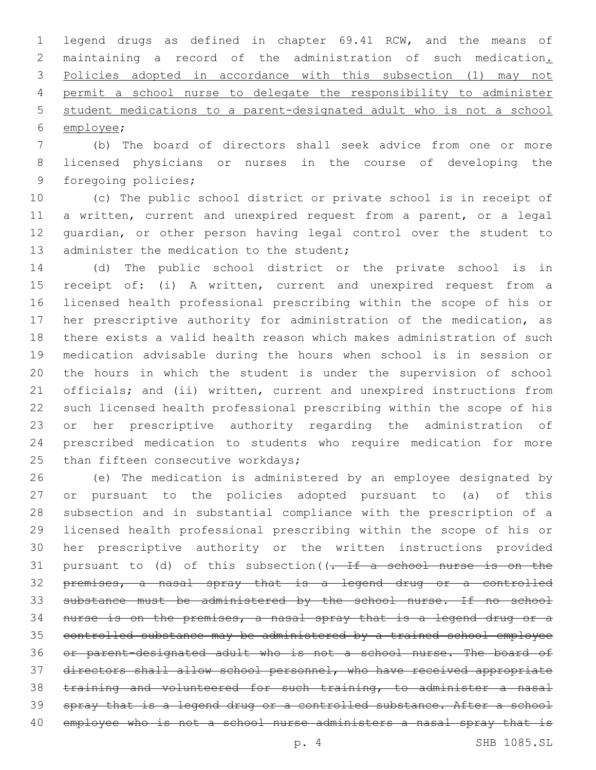legend drugs as defined in chapter 69.41 RCW, and the means of maintaining a record of the administration of such medication. Policies adopted in accordance with this subsection (1) may not permit a school nurse to delegate the responsibility to administer student medications to a parent-designated adult who is not a school employee;

(b) The board of directors shall seek advice from one or more licensed physicians or nurses in the course of developing the foregoing policies;

(c) The public school district or private school is in receipt of a written, current and unexpired request from a parent, or a legal guardian, or other person having legal control over the student to administer the medication to the student;

(d) The public school district or the private school is in receipt of: (i) A written, current and unexpired request from a licensed health professional prescribing within the scope of his or her prescriptive authority for administration of the medication, as there exists a valid health reason which makes administration of such medication advisable during the hours when school is in session or the hours in which the student is under the supervision of school officials; and (ii) written, current and unexpired instructions from such licensed health professional prescribing within the scope of his or her prescriptive authority regarding the administration of prescribed medication to students who require medication for more than fifteen consecutive workdays;

(e) The medication is administered by an employee designated by or pursuant to the policies adopted pursuant to (a) of this subsection and in substantial compliance with the prescription of a licensed health professional prescribing within the scope of his or her prescriptive authority or the written instructions provided pursuant to (d) of this subsection((~~. If a school nurse is on the premises, a nasal spray that is a legend drug or a controlled substance must be administered by the school nurse. If no school nurse is on the premises, a nasal spray that is a legend drug or a controlled substance may be administered by a trained school employee or parent-designated adult who is not a school nurse. The board of directors shall allow school personnel, who have received appropriate training and volunteered for such training, to administer a nasal spray that is a legend drug or a controlled substance. After a school employee who is not a school nurse administers a nasal spray that is~~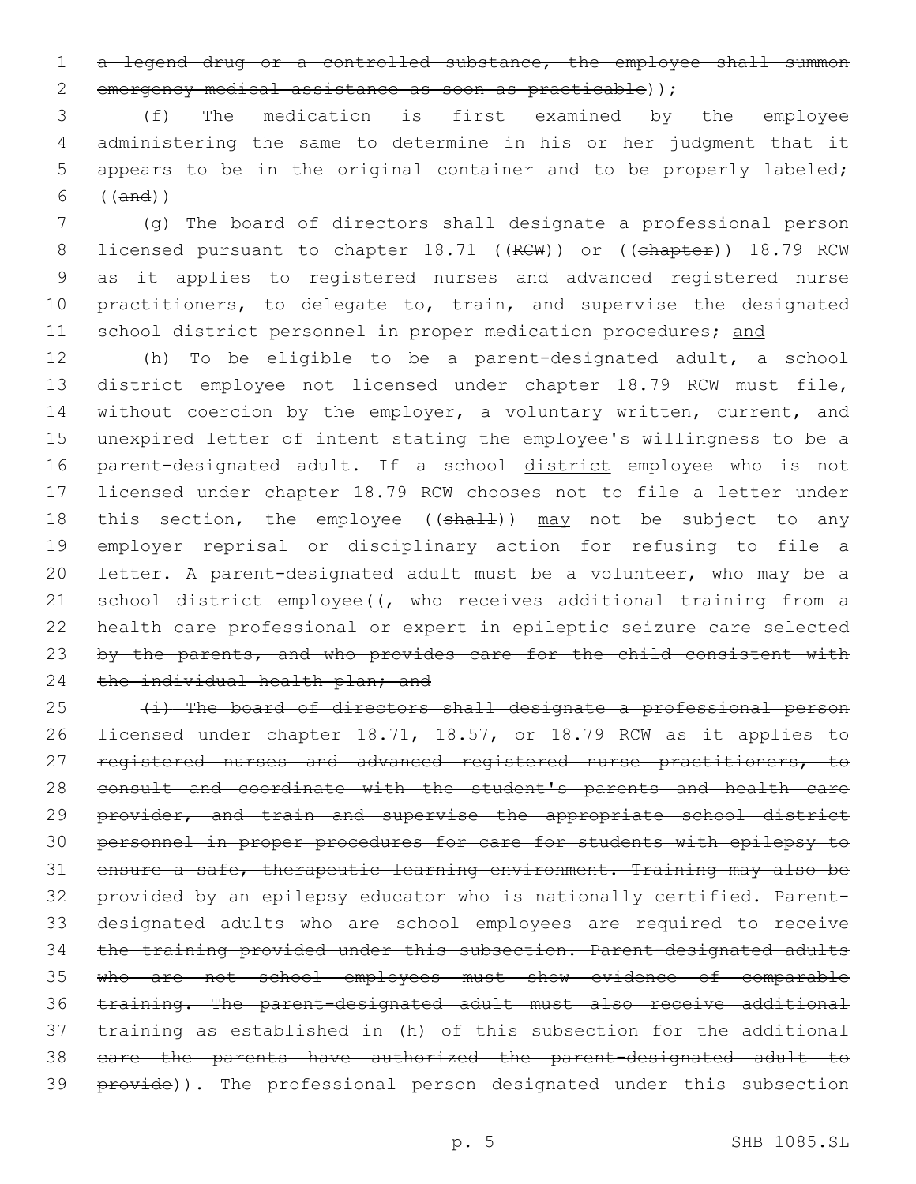~~a legend drug or a controlled substance, the employee shall summon emergency medical assistance as soon as practicable~~));

(f) The medication is first examined by the employee administering the same to determine in his or her judgment that it appears to be in the original container and to be properly labeled; ((~~and~~))

(g) The board of directors shall designate a professional person licensed pursuant to chapter 18.71 ((~~RCW~~)) or ((~~chapter~~)) 18.79 RCW as it applies to registered nurses and advanced registered nurse practitioners, to delegate to, train, and supervise the designated school district personnel in proper medication procedures; <u>and</u>

(h) To be eligible to be a parent-designated adult, a school district employee not licensed under chapter 18.79 RCW must file, without coercion by the employer, a voluntary written, current, and unexpired letter of intent stating the employee's willingness to be a parent-designated adult. If a school <u>district</u> employee who is not licensed under chapter 18.79 RCW chooses not to file a letter under this section, the employee ((~~shall~~)) <u>may</u> not be subject to any employer reprisal or disciplinary action for refusing to file a letter. A parent-designated adult must be a volunteer, who may be a school district employee((~~, who receives additional training from a health care professional or expert in epileptic seizure care selected by the parents, and who provides care for the child consistent with the individual health plan; and~~

~~(i) The board of directors shall designate a professional person licensed under chapter 18.71, 18.57, or 18.79 RCW as it applies to registered nurses and advanced registered nurse practitioners, to consult and coordinate with the student's parents and health care provider, and train and supervise the appropriate school district personnel in proper procedures for care for students with epilepsy to ensure a safe, therapeutic learning environment. Training may also be provided by an epilepsy educator who is nationally certified. Parent-designated adults who are school employees are required to receive the training provided under this subsection. Parent-designated adults who are not school employees must show evidence of comparable training. The parent-designated adult must also receive additional training as established in (h) of this subsection for the additional care the parents have authorized the parent-designated adult to provide~~)). The professional person designated under this subsection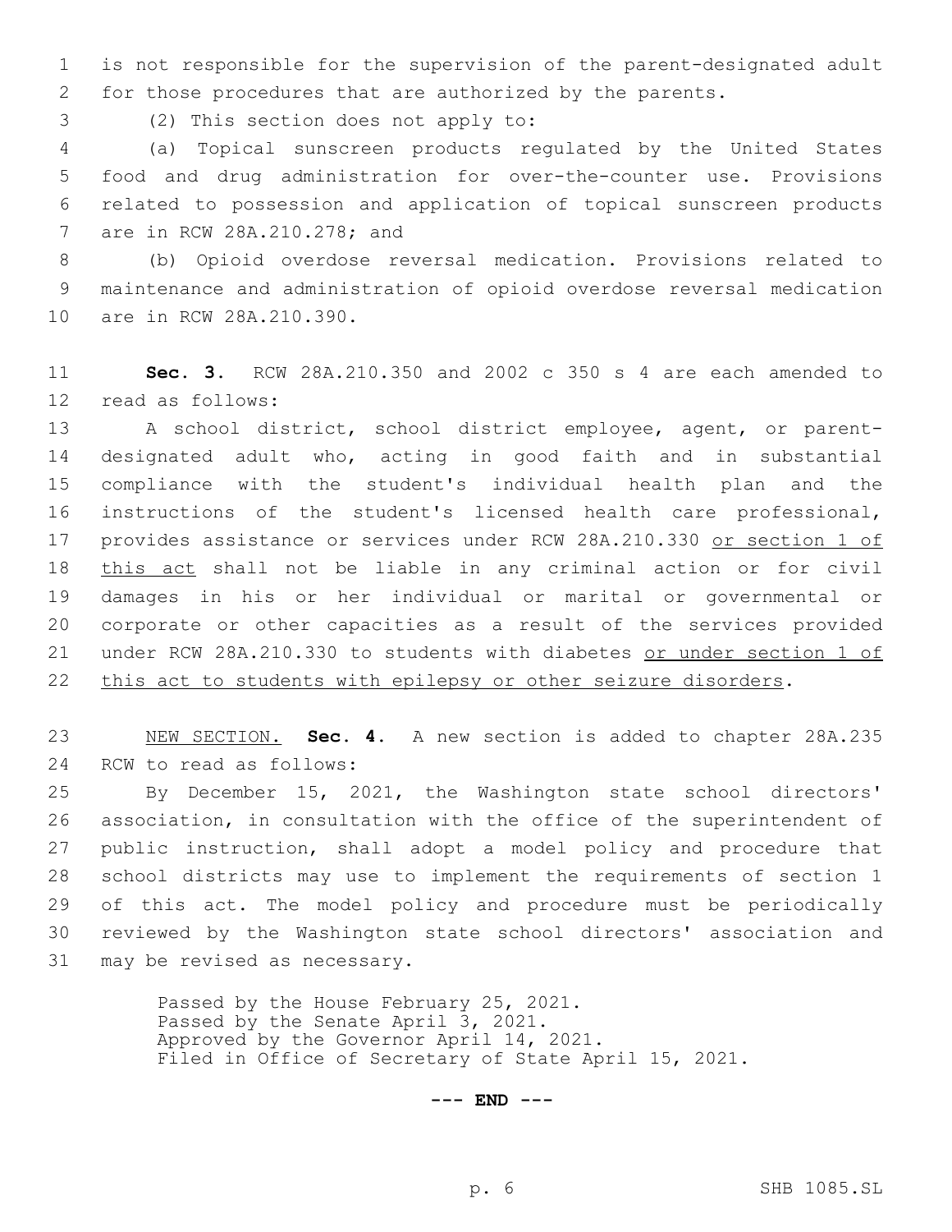is not responsible for the supervision of the parent-designated adult for those procedures that are authorized by the parents.

(2) This section does not apply to:

(a) Topical sunscreen products regulated by the United States food and drug administration for over-the-counter use. Provisions related to possession and application of topical sunscreen products are in RCW 28A.210.278; and

(b) Opioid overdose reversal medication. Provisions related to maintenance and administration of opioid overdose reversal medication are in RCW 28A.210.390.

**Sec. 3.** RCW 28A.210.350 and 2002 c 350 s 4 are each amended to read as follows:

A school district, school district employee, agent, or parent-designated adult who, acting in good faith and in substantial compliance with the student's individual health plan and the instructions of the student's licensed health care professional, provides assistance or services under RCW 28A.210.330 <u>or section 1 of this act</u> shall not be liable in any criminal action or for civil damages in his or her individual or marital or governmental or corporate or other capacities as a result of the services provided under RCW 28A.210.330 to students with diabetes <u>or under section 1 of this act to students with epilepsy or other seizure disorders</u>.

<u>NEW SECTION.</u> **Sec. 4.** A new section is added to chapter 28A.235 RCW to read as follows:

By December 15, 2021, the Washington state school directors' association, in consultation with the office of the superintendent of public instruction, shall adopt a model policy and procedure that school districts may use to implement the requirements of section 1 of this act. The model policy and procedure must be periodically reviewed by the Washington state school directors' association and may be revised as necessary.

Passed by the House February 25, 2021.
Passed by the Senate April 3, 2021.
Approved by the Governor April 14, 2021.
Filed in Office of Secretary of State April 15, 2021.

**--- END ---**